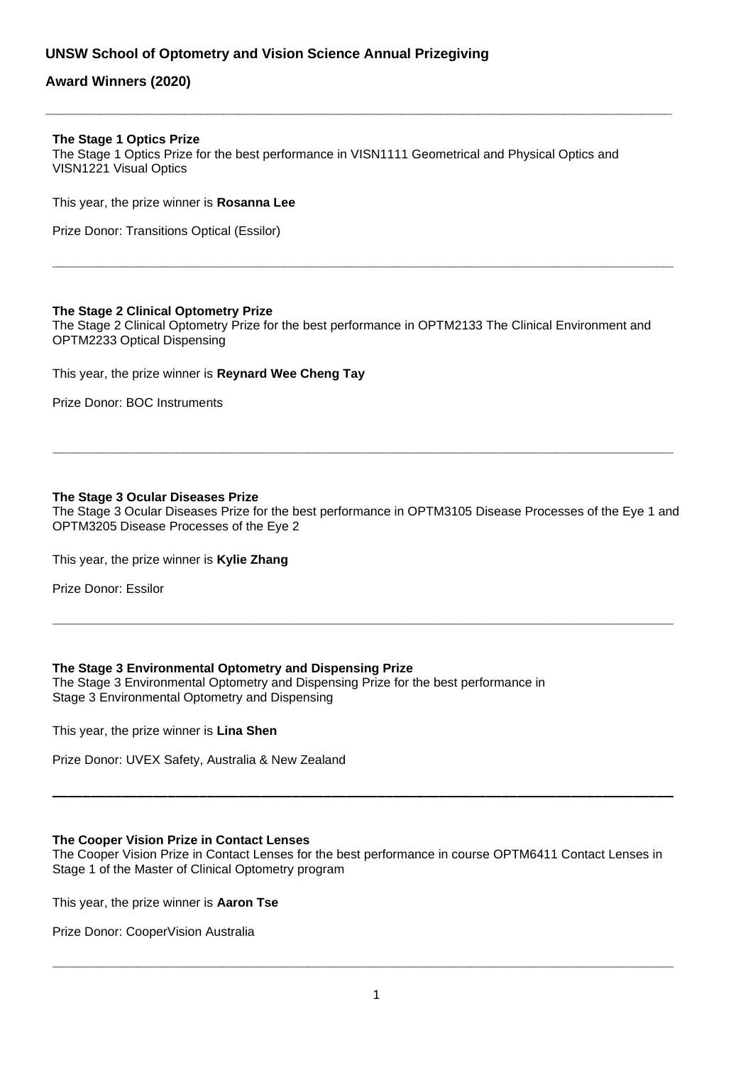# UNSW School of Optometry and Vision Science Annual Prizegiving

## Award Winners (2020)

---

### The Stage 1 Optics Prize

The Stage 1 Optics Prize for the best performance in VISN1111 Geometrical and Physical Optics and VISN1221 Visual Optics

This year, the prize winner is **Rosanna Lee**

Prize Donor: Transitions Optical (Essilor)

---

### The Stage 2 Clinical Optometry Prize

The Stage 2 Clinical Optometry Prize for the best performance in OPTM2133 The Clinical Environment and OPTM2233 Optical Dispensing

This year, the prize winner is **Reynard Wee Cheng Tay**

Prize Donor: BOC Instruments

---

### The Stage 3 Ocular Diseases Prize

The Stage 3 Ocular Diseases Prize for the best performance in OPTM3105 Disease Processes of the Eye 1 and OPTM3205 Disease Processes of the Eye 2

This year, the prize winner is **Kylie Zhang**

Prize Donor: Essilor

---

### The Stage 3 Environmental Optometry and Dispensing Prize

The Stage 3 Environmental Optometry and Dispensing Prize for the best performance in Stage 3 Environmental Optometry and Dispensing

This year, the prize winner is **Lina Shen**

Prize Donor: UVEX Safety, Australia & New Zealand

---

### The Cooper Vision Prize in Contact Lenses

The Cooper Vision Prize in Contact Lenses for the best performance in course OPTM6411 Contact Lenses in Stage 1 of the Master of Clinical Optometry program

This year, the prize winner is **Aaron Tse**

Prize Donor: CooperVision Australia

---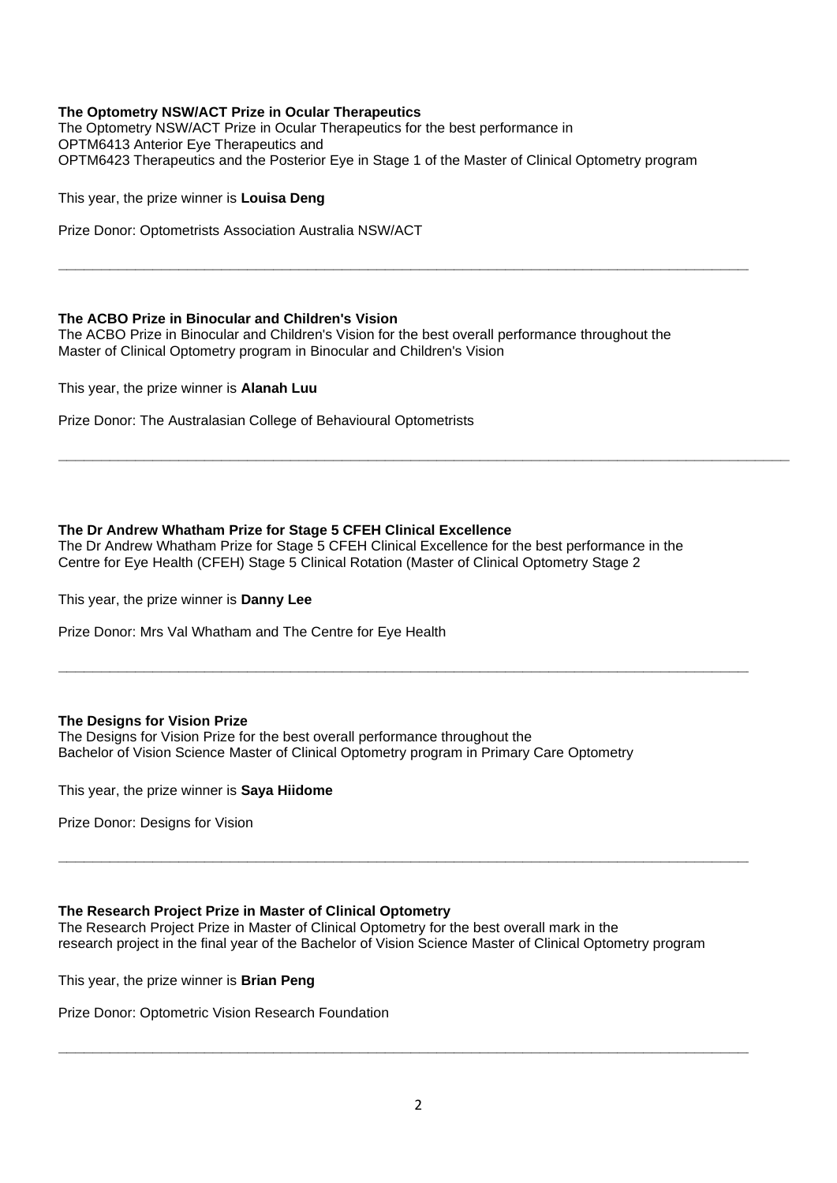**The Optometry NSW/ACT Prize in Ocular Therapeutics**
The Optometry NSW/ACT Prize in Ocular Therapeutics for the best performance in
OPTM6413 Anterior Eye Therapeutics and
OPTM6423 Therapeutics and the Posterior Eye in Stage 1 of the Master of Clinical Optometry program

This year, the prize winner is **Louisa Deng**

Prize Donor: Optometrists Association Australia NSW/ACT

---

**The ACBO Prize in Binocular and Children's Vision**
The ACBO Prize in Binocular and Children's Vision for the best overall performance throughout the
Master of Clinical Optometry program in Binocular and Children's Vision

This year, the prize winner is **Alanah Luu**

Prize Donor: The Australasian College of Behavioural Optometrists

---

**The Dr Andrew Whatham Prize for Stage 5 CFEH Clinical Excellence**
The Dr Andrew Whatham Prize for Stage 5 CFEH Clinical Excellence for the best performance in the
Centre for Eye Health (CFEH) Stage 5 Clinical Rotation (Master of Clinical Optometry Stage 2

This year, the prize winner is **Danny Lee**

Prize Donor: Mrs Val Whatham and The Centre for Eye Health

---

**The Designs for Vision Prize**
The Designs for Vision Prize for the best overall performance throughout the
Bachelor of Vision Science Master of Clinical Optometry program in Primary Care Optometry

This year, the prize winner is **Saya Hiidome**

Prize Donor: Designs for Vision

---

**The Research Project Prize in Master of Clinical Optometry**
The Research Project Prize in Master of Clinical Optometry for the best overall mark in the
research project in the final year of the Bachelor of Vision Science Master of Clinical Optometry program

This year, the prize winner is **Brian Peng**

Prize Donor: Optometric Vision Research Foundation

---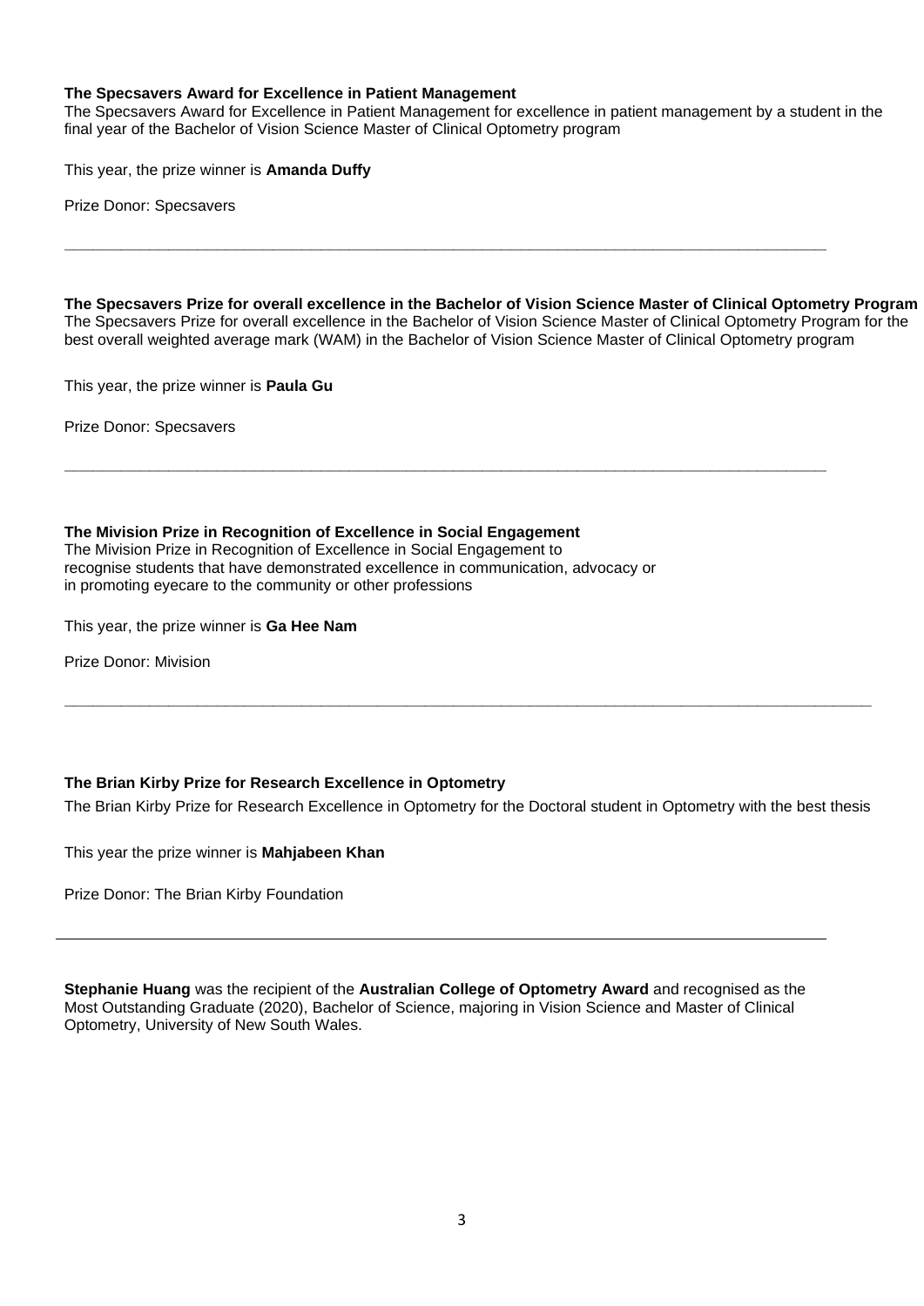**The Specsavers Award for Excellence in Patient Management**

The Specsavers Award for Excellence in Patient Management for excellence in patient management by a student in the final year of the Bachelor of Vision Science Master of Clinical Optometry program

This year, the prize winner is **Amanda Duffy**

Prize Donor: Specsavers

---

**The Specsavers Prize for overall excellence in the Bachelor of Vision Science Master of Clinical Optometry Program**

The Specsavers Prize for overall excellence in the Bachelor of Vision Science Master of Clinical Optometry Program for the best overall weighted average mark (WAM) in the Bachelor of Vision Science Master of Clinical Optometry program

This year, the prize winner is **Paula Gu**

Prize Donor: Specsavers

---

**The Mivision Prize in Recognition of Excellence in Social Engagement**

The Mivision Prize in Recognition of Excellence in Social Engagement to recognise students that have demonstrated excellence in communication, advocacy or in promoting eyecare to the community or other professions

This year, the prize winner is **Ga Hee Nam**

Prize Donor: Mivision

---

**The Brian Kirby Prize for Research Excellence in Optometry**

The Brian Kirby Prize for Research Excellence in Optometry for the Doctoral student in Optometry with the best thesis

This year the prize winner is **Mahjabeen Khan**

Prize Donor: The Brian Kirby Foundation

---

**Stephanie Huang** was the recipient of the **Australian College of Optometry Award** and recognised as the Most Outstanding Graduate (2020), Bachelor of Science, majoring in Vision Science and Master of Clinical Optometry, University of New South Wales.